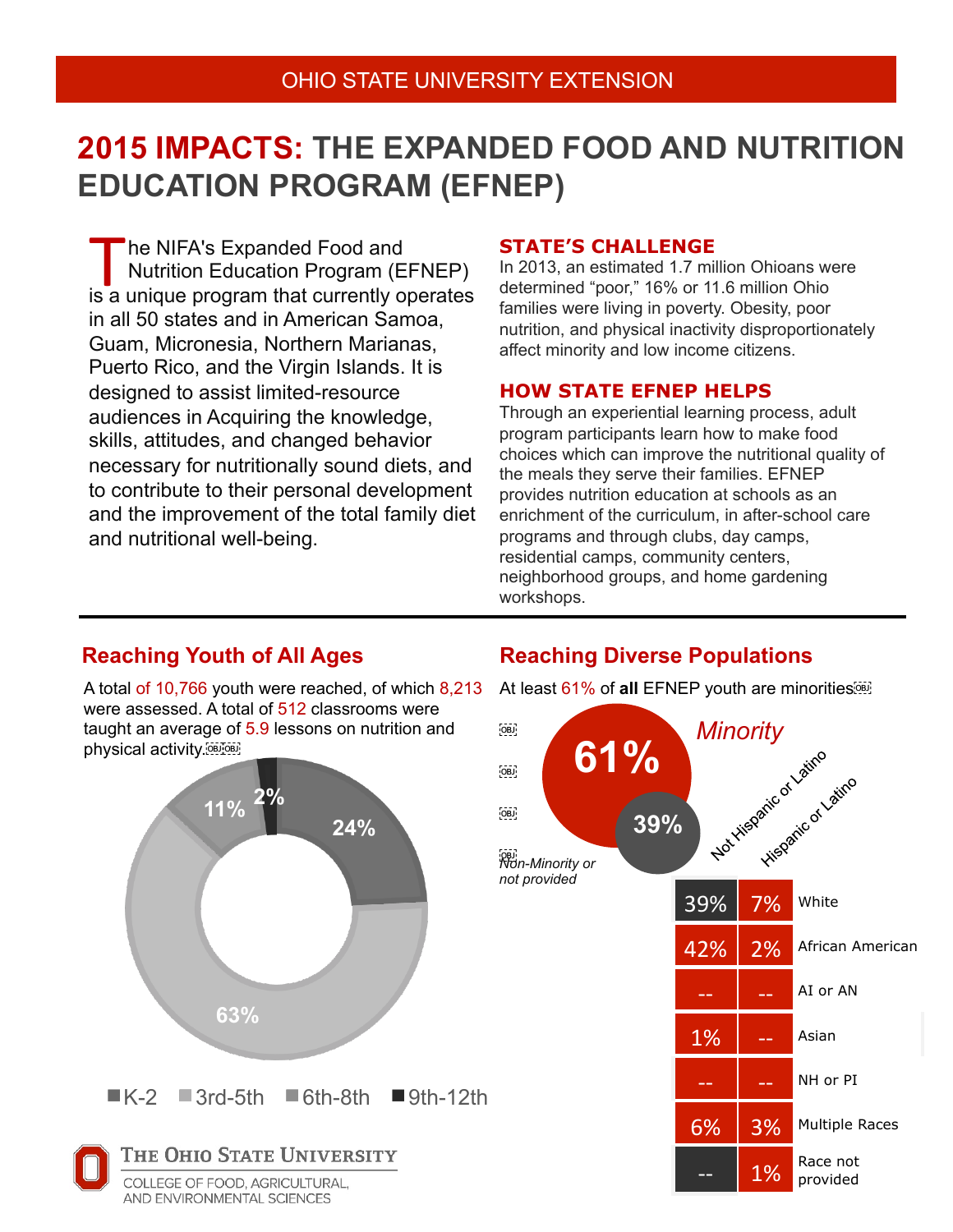OHIO STATE UNIVERSITY EXTENSION

# 2015 IMPACTS: THE EXPANDED FOOD AND NUTRITION EDUCATION PROGRAM (EFNEP)

The NIFA's Expanded Food and Nutrition Education Program (EFNEP) is a unique program that currently operates in all 50 states and in American Samoa, Guam, Micronesia, Northern Marianas, Puerto Rico, and the Virgin Islands. It is designed to assist limited-resource audiences in Acquiring the knowledge, skills, attitudes, and changed behavior necessary for nutritionally sound diets, and to contribute to their personal development and the improvement of the total family diet and nutritional well-being.

## STATE'S CHALLENGE

In 2013, an estimated 1.7 million Ohioans were determined "poor," 16% or 11.6 million Ohio families were living in poverty. Obesity, poor nutrition, and physical inactivity disproportionately affect minority and low income citizens.

## HOW STATE EFNEP HELPS

Through an experiential learning process, adult program participants learn how to make food choices which can improve the nutritional quality of the meals they serve their families. EFNEP provides nutrition education at schools as an enrichment of the curriculum, in after-school care programs and through clubs, day camps, residential camps, community centers, neighborhood groups, and home gardening workshops.

## Reaching Youth of All Ages

A total of 10,766 youth were reached, of which 8,213 were assessed. A total of 512 classrooms were taught an average of 5.9 lessons on nutrition and physical activity.

| Grade | Percent |
|---|---|
| K-2 | 24% |
| 3rd-5th | 63% |
| 6th-8th | 11% |
| 9th-12th | 2% |

## Reaching Diverse Populations

At least 61% of **all** EFNEP youth are minorities

*Minority* 61%

*Non-Minority or not provided* 39%

| | Not Hispanic or Latino | Hispanic or Latino |
|---|---|---|
| White | 39% | 7% |
| African American | 42% | 2% |
| AI or AN | -- | -- |
| Asian | 1% | -- |
| NH or PI | -- | -- |
| Multiple Races | 6% | 3% |
| Race not provided | -- | 1% |

THE OHIO STATE UNIVERSITY
COLLEGE OF FOOD, AGRICULTURAL, AND ENVIRONMENTAL SCIENCES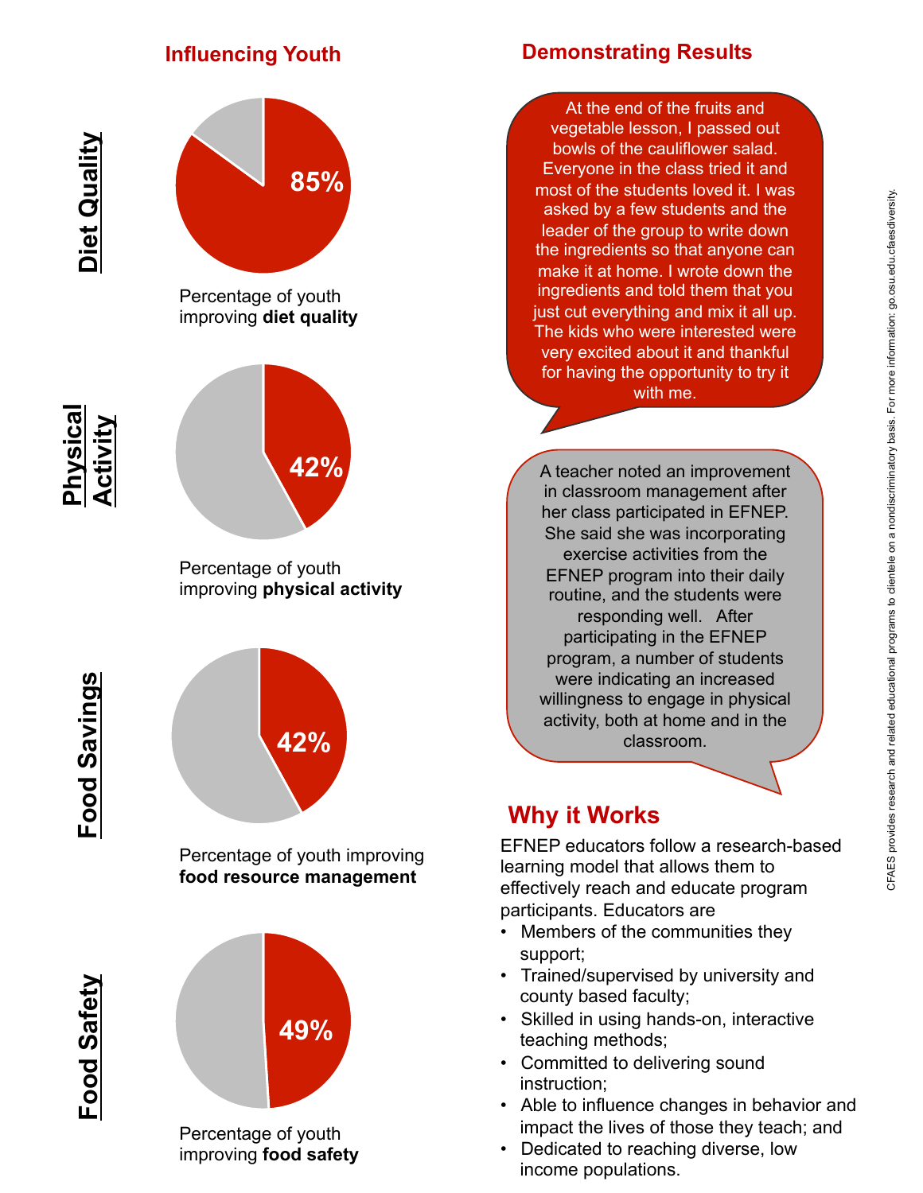## Influencing Youth

**Diet Quality**

85%

Percentage of youth improving **diet quality**

**Physical Activity**

42%

Percentage of youth improving **physical activity**

**Food Savings**

42%

Percentage of youth improving **food resource management**

**Food Safety**

49%

Percentage of youth improving **food safety**

## Demonstrating Results

At the end of the fruits and vegetable lesson, I passed out bowls of the cauliflower salad. Everyone in the class tried it and most of the students loved it. I was asked by a few students and the leader of the group to write down the ingredients so that anyone can make it at home. I wrote down the ingredients and told them that you just cut everything and mix it all up. The kids who were interested were very excited about it and thankful for having the opportunity to try it with me.

A teacher noted an improvement in classroom management after her class participated in EFNEP. She said she was incorporating exercise activities from the EFNEP program into their daily routine, and the students were responding well. After participating in the EFNEP program, a number of students were indicating an increased willingness to engage in physical activity, both at home and in the classroom.

## Why it Works

EFNEP educators follow a research-based learning model that allows them to effectively reach and educate program participants. Educators are

- Members of the communities they support;
- Trained/supervised by university and county based faculty;
- Skilled in using hands-on, interactive teaching methods;
- Committed to delivering sound instruction;
- Able to influence changes in behavior and impact the lives of those they teach; and
- Dedicated to reaching diverse, low income populations.

CFAES provides research and related educational programs to clientele on a nondiscriminatory basis. For more information: go.osu.edu.cfaesdiversity.